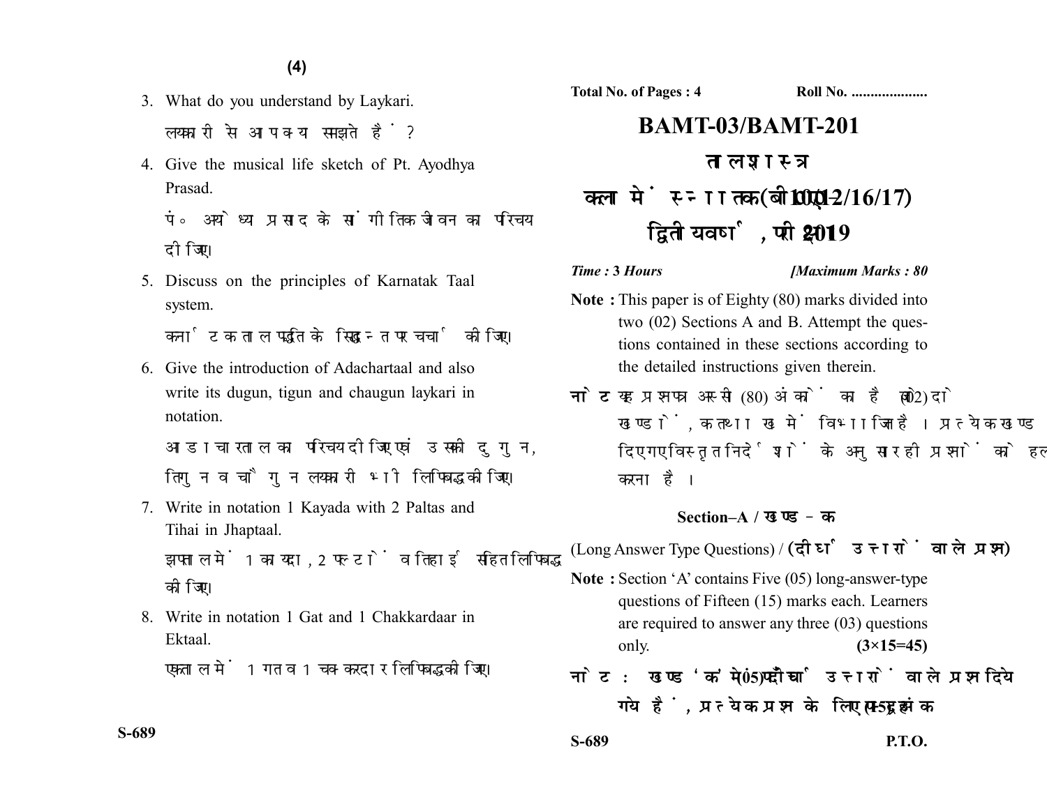Total No. of Pages : 4 Roll No. ....................

# BAMT-03/BAMT-201

## तालशास्त्र

## कला में स्नातक (बी0ए0-12/16/17)

## द्वितीय वर्ष, परीक्षा 2019

*Time : 3 Hours* *[Maximum Marks : 80*

**Note :** This paper is of Eighty (80) marks divided into two (02) Sections A and B. Attempt the questions contained in these sections according to the detailed instructions given therein.

**नोट :** यह प्रश्नपत्र अस्सी (80) अंकों का है जो दो (02) खण्डों, क तथा ख में विभाजित है। प्रत्येक खण्ड में दिए गए विस्तृत निर्देशों के अनुसार ही प्रश्नों को हल करना है।

### Section–A / खण्ड – क

(Long Answer Type Questions) / **(दीर्घ उत्तरों वाले प्रश्न)**

**Note :** Section 'A' contains Five (05) long-answer-type questions of Fifteen (15) marks each. Learners are required to answer any three (03) questions only. **(3×15=45)**

**नोट :** खण्ड 'क' में पाँच (05) दीर्घ उत्तरों वाले प्रश्न दिये गये हैं, प्रत्येक प्रश्न के लिए पन्द्रह (15) अंक

S-689 P.T.O.

3. What do you understand by Laykari.

   लयकारी से आप क्या समझते हैं?

4. Give the musical life sketch of Pt. Ayodhya Prasad.

   पं० अयोध्या प्रसाद के सांगीतिक जीवन का परिचय दीजिए।

5. Discuss on the principles of Karnatak Taal system.

   कर्नाटक ताल पद्धति के सिद्धान्त पर चर्चा कीजिए।

6. Give the introduction of Adachartaal and also write its dugun, tigun and chaugun laykari in notation.

   आडाचारताल का परिचय दीजिए एवं उसकी दुगुन, तिगुन व चौगुन लयकारी भी लिपिबद्ध कीजिए।

7. Write in notation 1 Kayada with 2 Paltas and Tihai in Jhaptaal.

   झपताल में 1 कायदा, 2 पल्टों व तिहाई सहित लिपिबद्ध कीजिए।

8. Write in notation 1 Gat and 1 Chakkardaar in Ektaal.

   एकताल में 1 गत व 1 चक्करदार लिपिबद्ध कीजिए।

S-689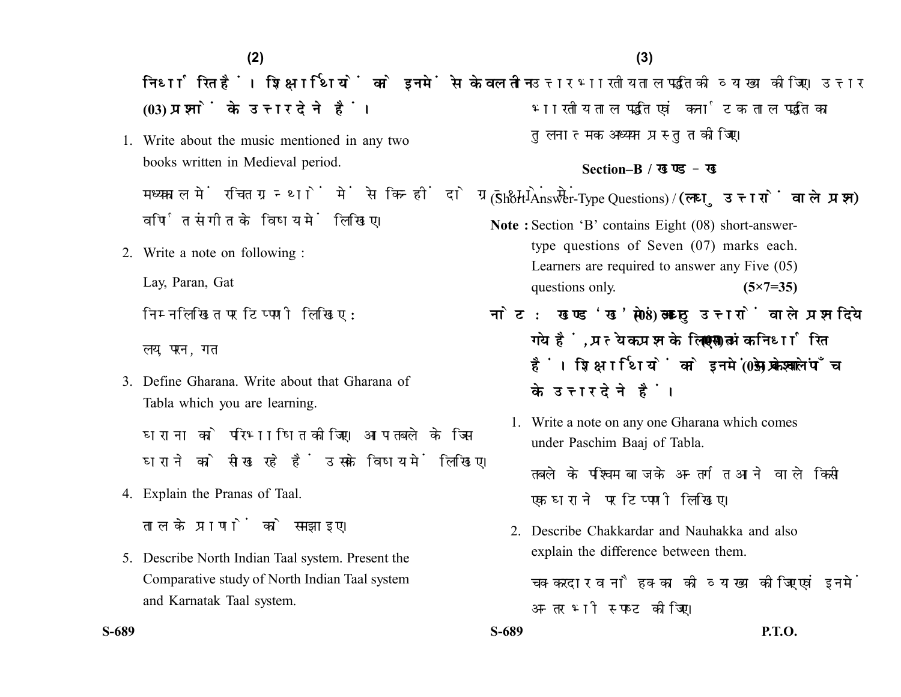निर्धारित है। शिक्षार्थियों को इनमें से केवल तीन (03) प्रश्नों के उत्तर देने हैं।

1. Write about the music mentioned in any two books written in Medieval period.

   मध्यकाल में रचित ग्रन्थों में से किन्हीं दो ग्रन्थों में वर्णित संगीत के विषय में लिखिए।

2. Write a note on following :

   Lay, Paran, Gat

   निम्नलिखित पर टिप्पणी लिखिए :

   लय, परन, गत

3. Define Gharana. Write about that Gharana of Tabla which you are learning.

   घराना को परिभाषित कीजिए। आप तबले के जिस घराने को सीख रहे हैं उसके विषय में लिखिए।

4. Explain the Pranas of Taal.

   ताल के प्राणों को समझाइए।

5. Describe North Indian Taal system. Present the Comparative study of North Indian Taal system and Karnatak Taal system.

   उत्तर भारतीय ताल पद्धति की व्याख्या कीजिए। उत्तर भारतीय ताल पद्धति एवं कर्नाटक ताल पद्धति का तुलनात्मक अध्ययन प्रस्तुत कीजिए।

## Section–B / खण्ड – ख

(Short-Answer-Type Questions) / **(लघु उत्तरों वाले प्रश्न)**

**Note :** Section 'B' contains Eight (08) short-answer-type questions of Seven (07) marks each. Learners are required to answer any Five (05) questions only. **(5×7=35)**

**नोट : खण्ड 'ख' में आठ (08) लघु उत्तरों वाले प्रश्न दिये गये हैं, प्रत्येक प्रश्न के लिए सात (07) अंक निर्धारित हैं। शिक्षार्थियों को इनमें से केवल पाँच (05) प्रश्नों के उत्तर देने हैं।**

1. Write a note on any one Gharana which comes under Paschim Baaj of Tabla.

   तबले के पश्चिम बाज के अन्तर्गत आने वाले किसी एक घराने पर टिप्पणी लिखिए।

2. Describe Chakkardar and Nauhakka and also explain the difference between them.

   चक्करदार व नौहक्का की व्याख्या कीजिए एवं इनमें अन्तर भी स्पष्ट कीजिए।